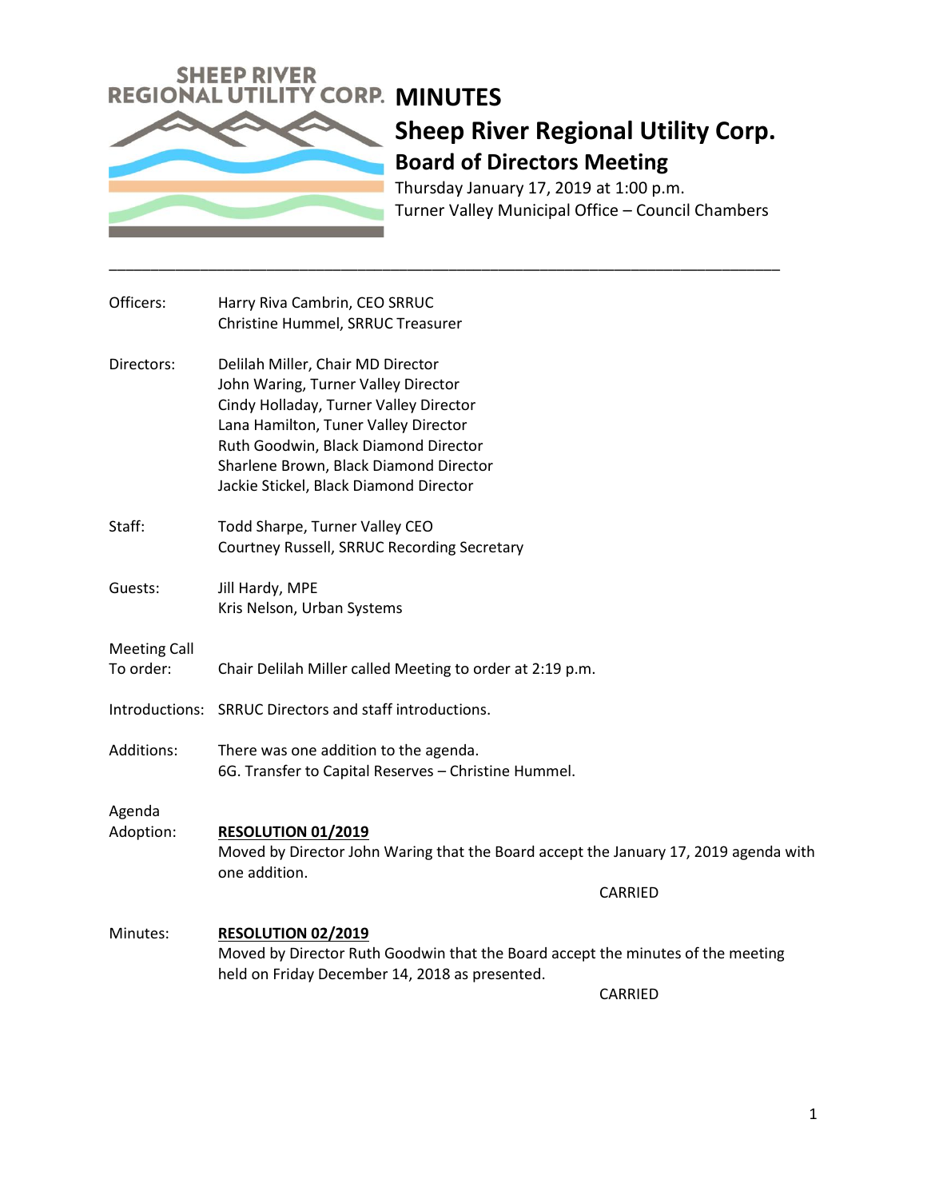# MINUTES

## Sheep River Regional Utility Corp.

### Board of Directors Meeting

Thursday January 17, 2019 at 1:00 p.m.
Turner Valley Municipal Office – Council Chambers

---

**Officers:**
Harry Riva Cambrin, CEO SRRUC
Christine Hummel, SRRUC Treasurer

**Directors:**
Delilah Miller, Chair MD Director
John Waring, Turner Valley Director
Cindy Holladay, Turner Valley Director
Lana Hamilton, Tuner Valley Director
Ruth Goodwin, Black Diamond Director
Sharlene Brown, Black Diamond Director
Jackie Stickel, Black Diamond Director

**Staff:**
Todd Sharpe, Turner Valley CEO
Courtney Russell, SRRUC Recording Secretary

**Guests:**
Jill Hardy, MPE
Kris Nelson, Urban Systems

**Meeting Call To order:**
Chair Delilah Miller called Meeting to order at 2:19 p.m.

**Introductions:**
SRRUC Directors and staff introductions.

**Additions:**
There was one addition to the agenda.
6G. Transfer to Capital Reserves – Christine Hummel.

**Agenda Adoption:**

**RESOLUTION 01/2019**
Moved by Director John Waring that the Board accept the January 17, 2019 agenda with one addition.

CARRIED

**Minutes:**

**RESOLUTION 02/2019**
Moved by Director Ruth Goodwin that the Board accept the minutes of the meeting held on Friday December 14, 2018 as presented.

CARRIED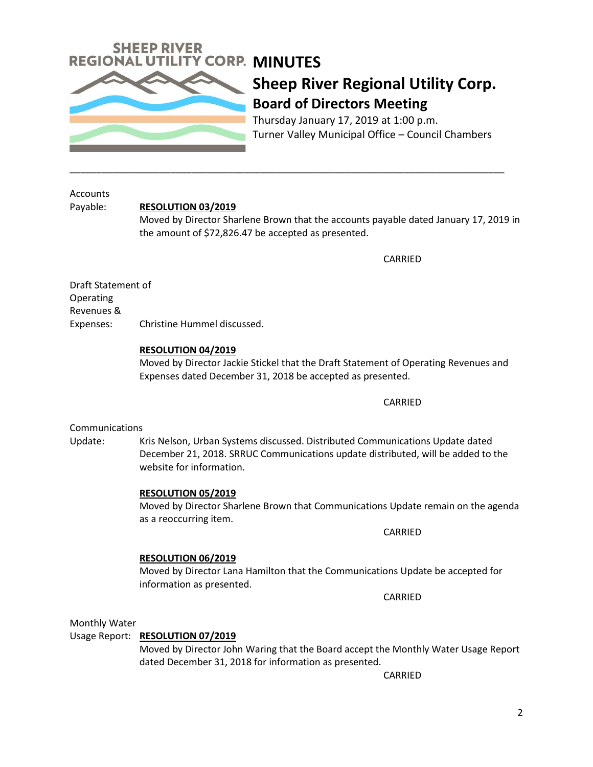# MINUTES

## Sheep River Regional Utility Corp.

### Board of Directors Meeting

Thursday January 17, 2019 at 1:00 p.m.
Turner Valley Municipal Office – Council Chambers

---

Accounts Payable:

**RESOLUTION 03/2019**
Moved by Director Sharlene Brown that the accounts payable dated January 17, 2019 in the amount of $72,826.47 be accepted as presented.

CARRIED

Draft Statement of Operating Revenues & Expenses: Christine Hummel discussed.

**RESOLUTION 04/2019**
Moved by Director Jackie Stickel that the Draft Statement of Operating Revenues and Expenses dated December 31, 2018 be accepted as presented.

CARRIED

Communications Update: Kris Nelson, Urban Systems discussed. Distributed Communications Update dated December 21, 2018. SRRUC Communications update distributed, will be added to the website for information.

**RESOLUTION 05/2019**
Moved by Director Sharlene Brown that Communications Update remain on the agenda as a reoccurring item.

CARRIED

**RESOLUTION 06/2019**
Moved by Director Lana Hamilton that the Communications Update be accepted for information as presented.

CARRIED

Monthly Water Usage Report:

**RESOLUTION 07/2019**
Moved by Director John Waring that the Board accept the Monthly Water Usage Report dated December 31, 2018 for information as presented.

CARRIED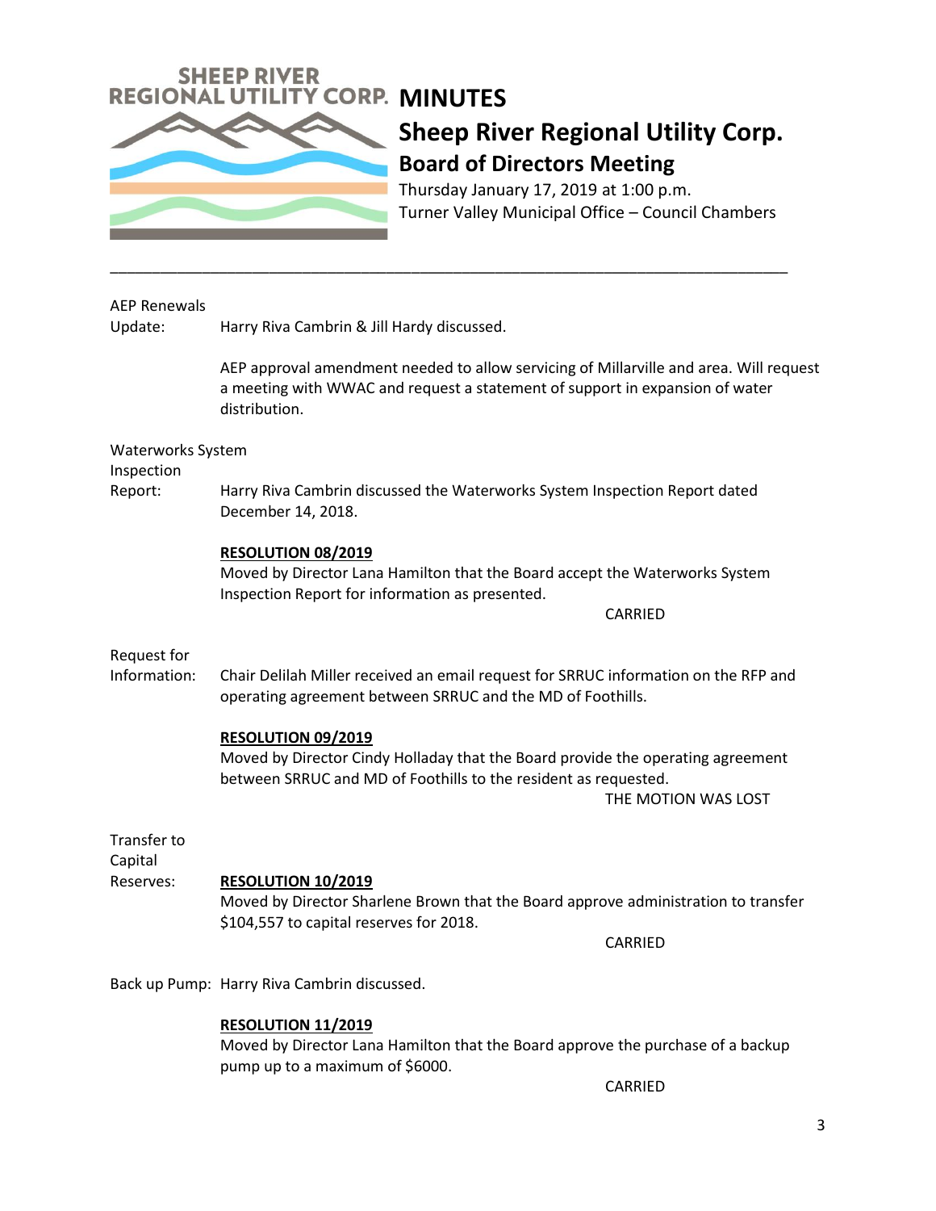# MINUTES

## Sheep River Regional Utility Corp.

### Board of Directors Meeting

Thursday January 17, 2019 at 1:00 p.m.
Turner Valley Municipal Office – Council Chambers

---

**AEP Renewals Update:** Harry Riva Cambrin & Jill Hardy discussed.

AEP approval amendment needed to allow servicing of Millarville and area. Will request a meeting with WWAC and request a statement of support in expansion of water distribution.

**Waterworks System Inspection Report:** Harry Riva Cambrin discussed the Waterworks System Inspection Report dated December 14, 2018.

**RESOLUTION 08/2019**
Moved by Director Lana Hamilton that the Board accept the Waterworks System Inspection Report for information as presented.

CARRIED

**Request for Information:** Chair Delilah Miller received an email request for SRRUC information on the RFP and operating agreement between SRRUC and the MD of Foothills.

**RESOLUTION 09/2019**
Moved by Director Cindy Holladay that the Board provide the operating agreement between SRRUC and MD of Foothills to the resident as requested.

THE MOTION WAS LOST

**Transfer to Capital Reserves:**

**RESOLUTION 10/2019**
Moved by Director Sharlene Brown that the Board approve administration to transfer $104,557 to capital reserves for 2018.

CARRIED

**Back up Pump:** Harry Riva Cambrin discussed.

**RESOLUTION 11/2019**
Moved by Director Lana Hamilton that the Board approve the purchase of a backup pump up to a maximum of $6000.

CARRIED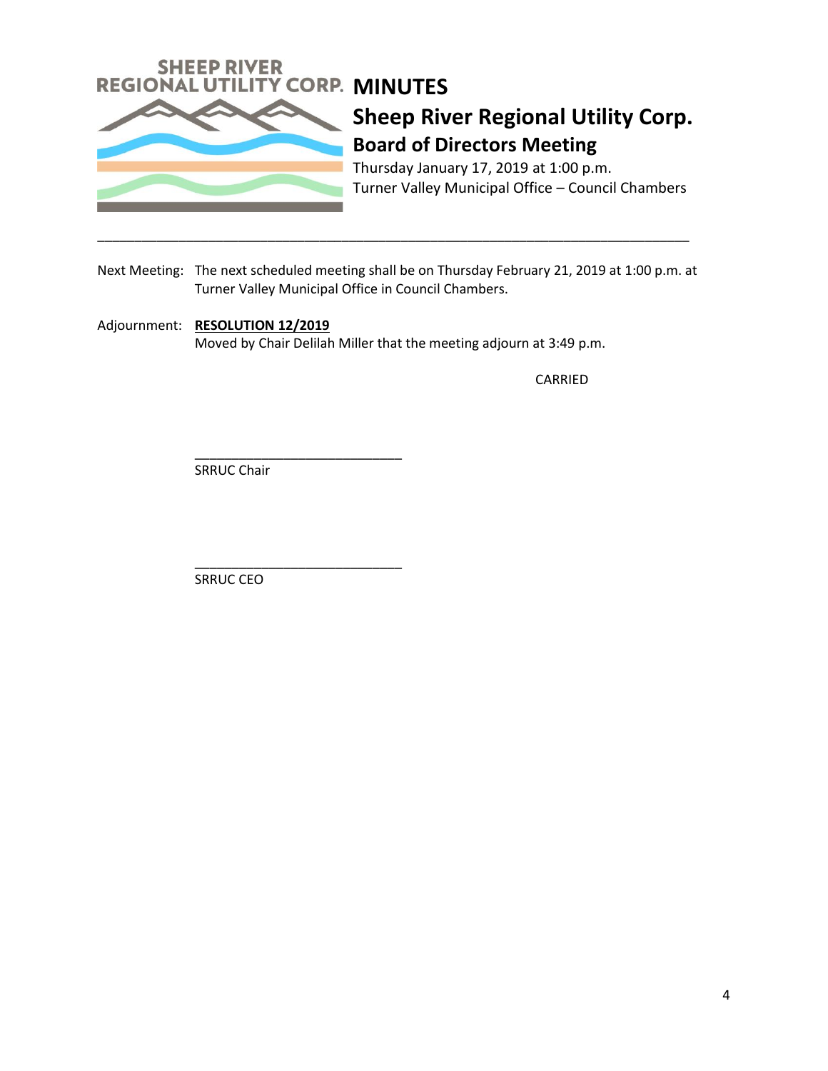# MINUTES

## Sheep River Regional Utility Corp.

### Board of Directors Meeting

Thursday January 17, 2019 at 1:00 p.m.
Turner Valley Municipal Office – Council Chambers

---

Next Meeting: The next scheduled meeting shall be on Thursday February 21, 2019 at 1:00 p.m. at Turner Valley Municipal Office in Council Chambers.

Adjournment: **RESOLUTION 12/2019**
Moved by Chair Delilah Miller that the meeting adjourn at 3:49 p.m.

CARRIED

\_\_\_\_\_\_\_\_\_\_\_\_\_\_\_\_\_\_\_\_\_\_\_\_\_\_\_\_\_\_
SRRUC Chair

\_\_\_\_\_\_\_\_\_\_\_\_\_\_\_\_\_\_\_\_\_\_\_\_\_\_\_\_\_\_
SRRUC CEO